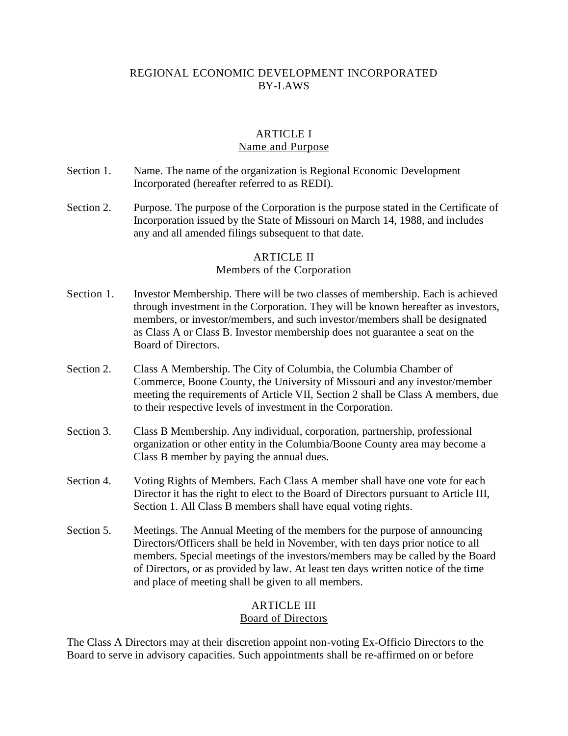# REGIONAL ECONOMIC DEVELOPMENT INCORPORATED
# BY-LAWS

## ARTICLE I
## Name and Purpose

Section 1. Name. The name of the organization is Regional Economic Development Incorporated (hereafter referred to as REDI).

Section 2. Purpose. The purpose of the Corporation is the purpose stated in the Certificate of Incorporation issued by the State of Missouri on March 14, 1988, and includes any and all amended filings subsequent to that date.

## ARTICLE II
## Members of the Corporation

Section 1. Investor Membership. There will be two classes of membership. Each is achieved through investment in the Corporation. They will be known hereafter as investors, members, or investor/members, and such investor/members shall be designated as Class A or Class B. Investor membership does not guarantee a seat on the Board of Directors.

Section 2. Class A Membership. The City of Columbia, the Columbia Chamber of Commerce, Boone County, the University of Missouri and any investor/member meeting the requirements of Article VII, Section 2 shall be Class A members, due to their respective levels of investment in the Corporation.

Section 3. Class B Membership. Any individual, corporation, partnership, professional organization or other entity in the Columbia/Boone County area may become a Class B member by paying the annual dues.

Section 4. Voting Rights of Members. Each Class A member shall have one vote for each Director it has the right to elect to the Board of Directors pursuant to Article III, Section 1. All Class B members shall have equal voting rights.

Section 5. Meetings. The Annual Meeting of the members for the purpose of announcing Directors/Officers shall be held in November, with ten days prior notice to all members. Special meetings of the investors/members may be called by the Board of Directors, or as provided by law. At least ten days written notice of the time and place of meeting shall be given to all members.

## ARTICLE III
## Board of Directors

The Class A Directors may at their discretion appoint non-voting Ex-Officio Directors to the Board to serve in advisory capacities. Such appointments shall be re-affirmed on or before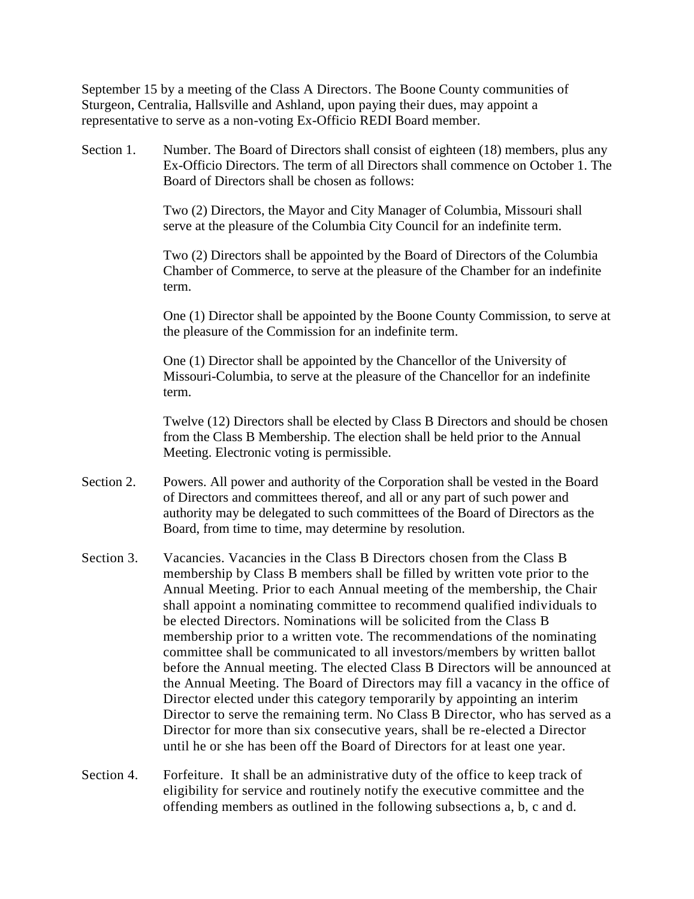September 15 by a meeting of the Class A Directors. The Boone County communities of Sturgeon, Centralia, Hallsville and Ashland, upon paying their dues, may appoint a representative to serve as a non-voting Ex-Officio REDI Board member.

Section 1. Number. The Board of Directors shall consist of eighteen (18) members, plus any Ex-Officio Directors. The term of all Directors shall commence on October 1. The Board of Directors shall be chosen as follows:

Two (2) Directors, the Mayor and City Manager of Columbia, Missouri shall serve at the pleasure of the Columbia City Council for an indefinite term.

Two (2) Directors shall be appointed by the Board of Directors of the Columbia Chamber of Commerce, to serve at the pleasure of the Chamber for an indefinite term.

One (1) Director shall be appointed by the Boone County Commission, to serve at the pleasure of the Commission for an indefinite term.

One (1) Director shall be appointed by the Chancellor of the University of Missouri-Columbia, to serve at the pleasure of the Chancellor for an indefinite term.

Twelve (12) Directors shall be elected by Class B Directors and should be chosen from the Class B Membership. The election shall be held prior to the Annual Meeting. Electronic voting is permissible.

Section 2. Powers. All power and authority of the Corporation shall be vested in the Board of Directors and committees thereof, and all or any part of such power and authority may be delegated to such committees of the Board of Directors as the Board, from time to time, may determine by resolution.

Section 3. Vacancies. Vacancies in the Class B Directors chosen from the Class B membership by Class B members shall be filled by written vote prior to the Annual Meeting. Prior to each Annual meeting of the membership, the Chair shall appoint a nominating committee to recommend qualified individuals to be elected Directors. Nominations will be solicited from the Class B membership prior to a written vote. The recommendations of the nominating committee shall be communicated to all investors/members by written ballot before the Annual meeting. The elected Class B Directors will be announced at the Annual Meeting. The Board of Directors may fill a vacancy in the office of Director elected under this category temporarily by appointing an interim Director to serve the remaining term. No Class B Director, who has served as a Director for more than six consecutive years, shall be re-elected a Director until he or she has been off the Board of Directors for at least one year.

Section 4. Forfeiture. It shall be an administrative duty of the office to keep track of eligibility for service and routinely notify the executive committee and the offending members as outlined in the following subsections a, b, c and d.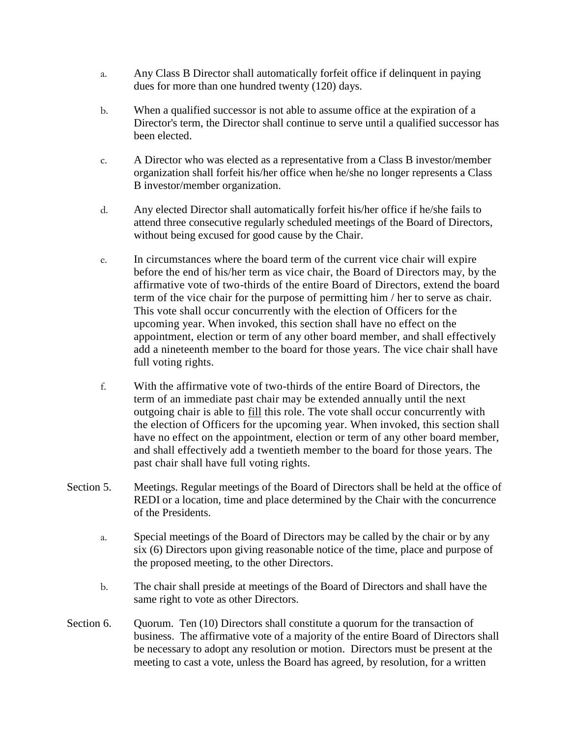a. Any Class B Director shall automatically forfeit office if delinquent in paying dues for more than one hundred twenty (120) days.

b. When a qualified successor is not able to assume office at the expiration of a Director's term, the Director shall continue to serve until a qualified successor has been elected.

c. A Director who was elected as a representative from a Class B investor/member organization shall forfeit his/her office when he/she no longer represents a Class B investor/member organization.

d. Any elected Director shall automatically forfeit his/her office if he/she fails to attend three consecutive regularly scheduled meetings of the Board of Directors, without being excused for good cause by the Chair.

e. In circumstances where the board term of the current vice chair will expire before the end of his/her term as vice chair, the Board of Directors may, by the affirmative vote of two-thirds of the entire Board of Directors, extend the board term of the vice chair for the purpose of permitting him / her to serve as chair. This vote shall occur concurrently with the election of Officers for the upcoming year. When invoked, this section shall have no effect on the appointment, election or term of any other board member, and shall effectively add a nineteenth member to the board for those years. The vice chair shall have full voting rights.

f. With the affirmative vote of two-thirds of the entire Board of Directors, the term of an immediate past chair may be extended annually until the next outgoing chair is able to fill this role. The vote shall occur concurrently with the election of Officers for the upcoming year. When invoked, this section shall have no effect on the appointment, election or term of any other board member, and shall effectively add a twentieth member to the board for those years. The past chair shall have full voting rights.

Section 5. Meetings. Regular meetings of the Board of Directors shall be held at the office of REDI or a location, time and place determined by the Chair with the concurrence of the Presidents.

a. Special meetings of the Board of Directors may be called by the chair or by any six (6) Directors upon giving reasonable notice of the time, place and purpose of the proposed meeting, to the other Directors.

b. The chair shall preside at meetings of the Board of Directors and shall have the same right to vote as other Directors.

Section 6. Quorum. Ten (10) Directors shall constitute a quorum for the transaction of business. The affirmative vote of a majority of the entire Board of Directors shall be necessary to adopt any resolution or motion. Directors must be present at the meeting to cast a vote, unless the Board has agreed, by resolution, for a written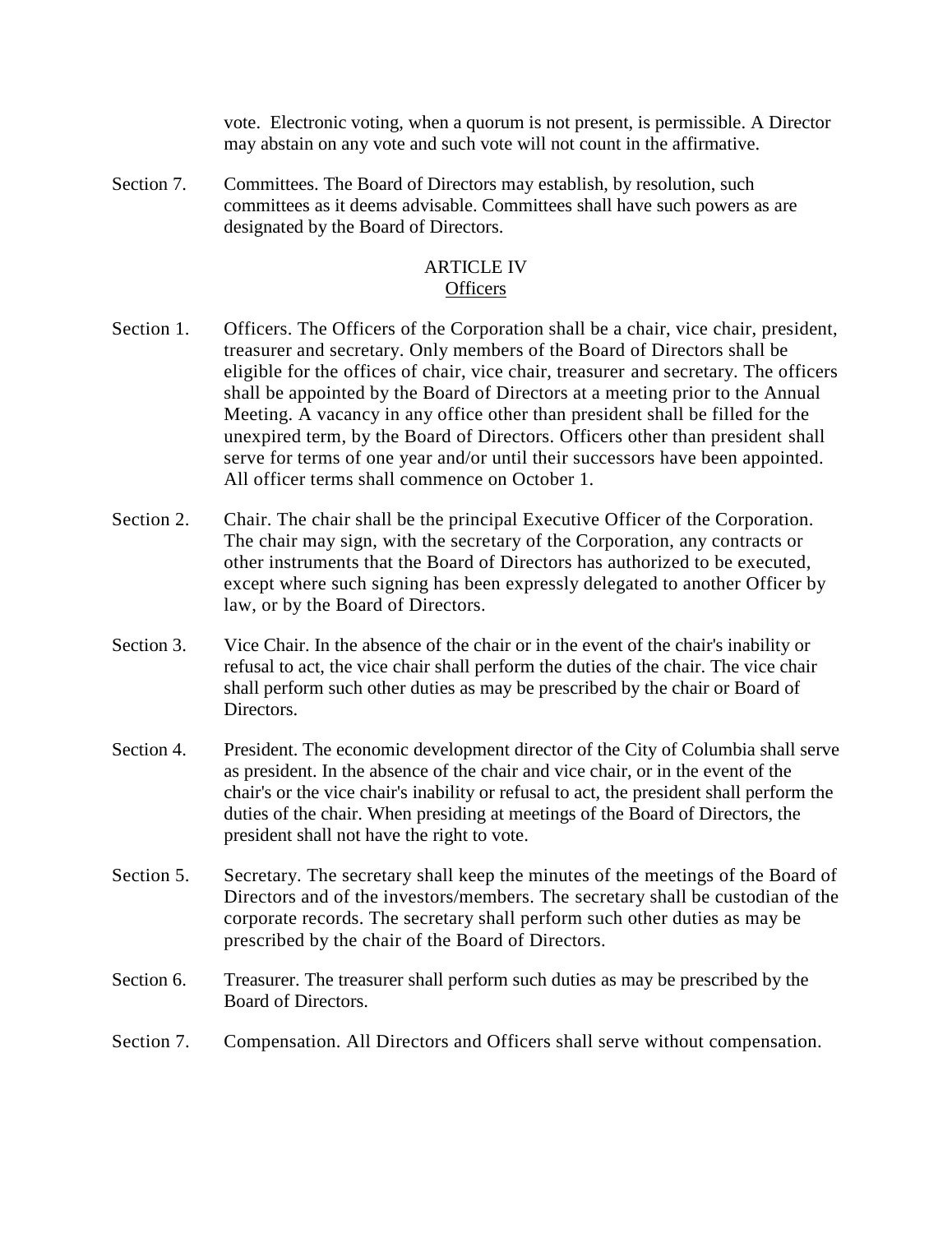vote. Electronic voting, when a quorum is not present, is permissible. A Director may abstain on any vote and such vote will not count in the affirmative.

Section 7. Committees. The Board of Directors may establish, by resolution, such committees as it deems advisable. Committees shall have such powers as are designated by the Board of Directors.

## ARTICLE IV
## Officers

Section 1. Officers. The Officers of the Corporation shall be a chair, vice chair, president, treasurer and secretary. Only members of the Board of Directors shall be eligible for the offices of chair, vice chair, treasurer and secretary. The officers shall be appointed by the Board of Directors at a meeting prior to the Annual Meeting. A vacancy in any office other than president shall be filled for the unexpired term, by the Board of Directors. Officers other than president shall serve for terms of one year and/or until their successors have been appointed. All officer terms shall commence on October 1.

Section 2. Chair. The chair shall be the principal Executive Officer of the Corporation. The chair may sign, with the secretary of the Corporation, any contracts or other instruments that the Board of Directors has authorized to be executed, except where such signing has been expressly delegated to another Officer by law, or by the Board of Directors.

Section 3. Vice Chair. In the absence of the chair or in the event of the chair's inability or refusal to act, the vice chair shall perform the duties of the chair. The vice chair shall perform such other duties as may be prescribed by the chair or Board of Directors.

Section 4. President. The economic development director of the City of Columbia shall serve as president. In the absence of the chair and vice chair, or in the event of the chair's or the vice chair's inability or refusal to act, the president shall perform the duties of the chair. When presiding at meetings of the Board of Directors, the president shall not have the right to vote.

Section 5. Secretary. The secretary shall keep the minutes of the meetings of the Board of Directors and of the investors/members. The secretary shall be custodian of the corporate records. The secretary shall perform such other duties as may be prescribed by the chair of the Board of Directors.

Section 6. Treasurer. The treasurer shall perform such duties as may be prescribed by the Board of Directors.

Section 7. Compensation. All Directors and Officers shall serve without compensation.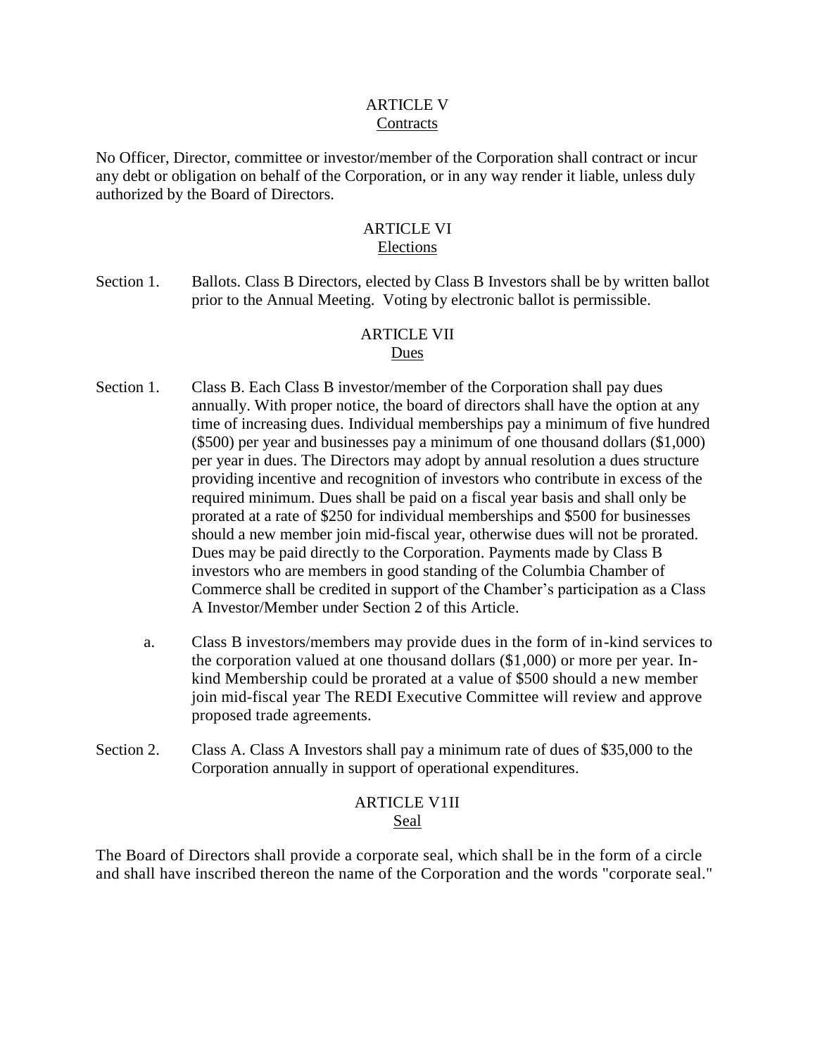## ARTICLE V
### Contracts

No Officer, Director, committee or investor/member of the Corporation shall contract or incur any debt or obligation on behalf of the Corporation, or in any way render it liable, unless duly authorized by the Board of Directors.

## ARTICLE VI
### Elections

Section 1. Ballots. Class B Directors, elected by Class B Investors shall be by written ballot prior to the Annual Meeting. Voting by electronic ballot is permissible.

## ARTICLE VII
### Dues

Section 1. Class B. Each Class B investor/member of the Corporation shall pay dues annually. With proper notice, the board of directors shall have the option at any time of increasing dues. Individual memberships pay a minimum of five hundred ($500) per year and businesses pay a minimum of one thousand dollars ($1,000) per year in dues. The Directors may adopt by annual resolution a dues structure providing incentive and recognition of investors who contribute in excess of the required minimum. Dues shall be paid on a fiscal year basis and shall only be prorated at a rate of $250 for individual memberships and $500 for businesses should a new member join mid-fiscal year, otherwise dues will not be prorated. Dues may be paid directly to the Corporation. Payments made by Class B investors who are members in good standing of the Columbia Chamber of Commerce shall be credited in support of the Chamber's participation as a Class A Investor/Member under Section 2 of this Article.

a. Class B investors/members may provide dues in the form of in-kind services to the corporation valued at one thousand dollars ($1,000) or more per year. In-kind Membership could be prorated at a value of $500 should a new member join mid-fiscal year The REDI Executive Committee will review and approve proposed trade agreements.

Section 2. Class A. Class A Investors shall pay a minimum rate of dues of $35,000 to the Corporation annually in support of operational expenditures.

## ARTICLE V1II
### Seal

The Board of Directors shall provide a corporate seal, which shall be in the form of a circle and shall have inscribed thereon the name of the Corporation and the words "corporate seal."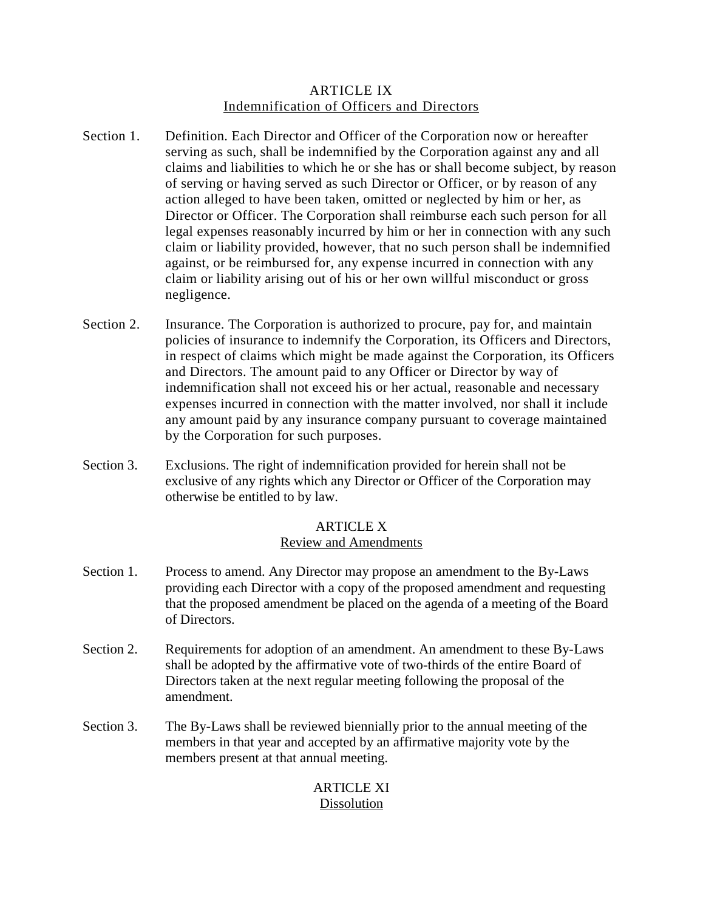## ARTICLE IX
## Indemnification of Officers and Directors

Section 1. Definition. Each Director and Officer of the Corporation now or hereafter serving as such, shall be indemnified by the Corporation against any and all claims and liabilities to which he or she has or shall become subject, by reason of serving or having served as such Director or Officer, or by reason of any action alleged to have been taken, omitted or neglected by him or her, as Director or Officer. The Corporation shall reimburse each such person for all legal expenses reasonably incurred by him or her in connection with any such claim or liability provided, however, that no such person shall be indemnified against, or be reimbursed for, any expense incurred in connection with any claim or liability arising out of his or her own willful misconduct or gross negligence.

Section 2. Insurance. The Corporation is authorized to procure, pay for, and maintain policies of insurance to indemnify the Corporation, its Officers and Directors, in respect of claims which might be made against the Corporation, its Officers and Directors. The amount paid to any Officer or Director by way of indemnification shall not exceed his or her actual, reasonable and necessary expenses incurred in connection with the matter involved, nor shall it include any amount paid by any insurance company pursuant to coverage maintained by the Corporation for such purposes.

Section 3. Exclusions. The right of indemnification provided for herein shall not be exclusive of any rights which any Director or Officer of the Corporation may otherwise be entitled to by law.

## ARTICLE X
## Review and Amendments

Section 1. Process to amend. Any Director may propose an amendment to the By-Laws providing each Director with a copy of the proposed amendment and requesting that the proposed amendment be placed on the agenda of a meeting of the Board of Directors.

Section 2. Requirements for adoption of an amendment. An amendment to these By-Laws shall be adopted by the affirmative vote of two-thirds of the entire Board of Directors taken at the next regular meeting following the proposal of the amendment.

Section 3. The By-Laws shall be reviewed biennially prior to the annual meeting of the members in that year and accepted by an affirmative majority vote by the members present at that annual meeting.

## ARTICLE XI
## Dissolution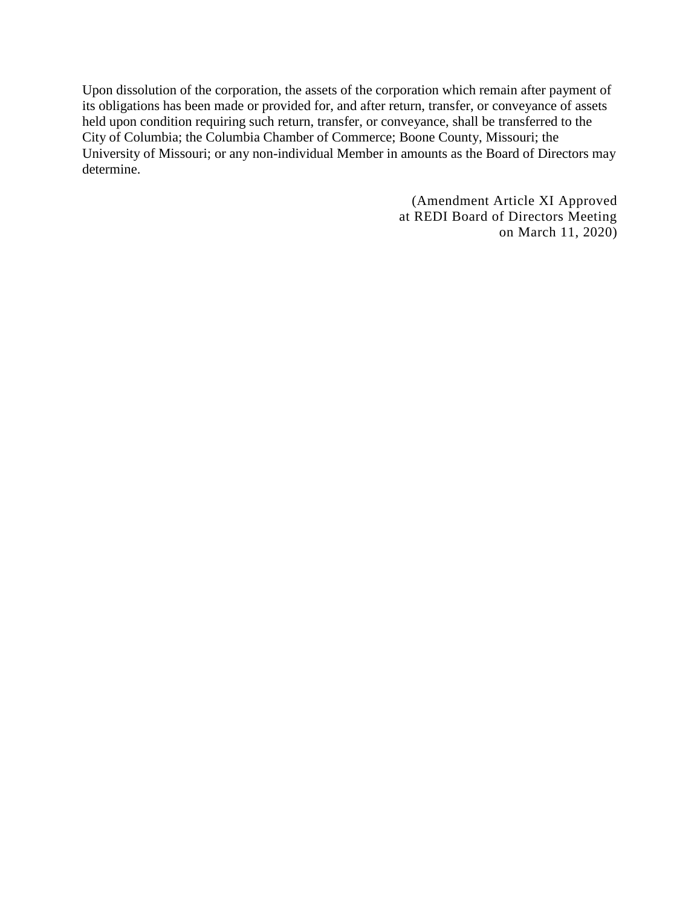Upon dissolution of the corporation, the assets of the corporation which remain after payment of its obligations has been made or provided for, and after return, transfer, or conveyance of assets held upon condition requiring such return, transfer, or conveyance, shall be transferred to the City of Columbia; the Columbia Chamber of Commerce; Boone County, Missouri; the University of Missouri; or any non-individual Member in amounts as the Board of Directors may determine.

(Amendment Article XI Approved
at REDI Board of Directors Meeting
on March 11, 2020)